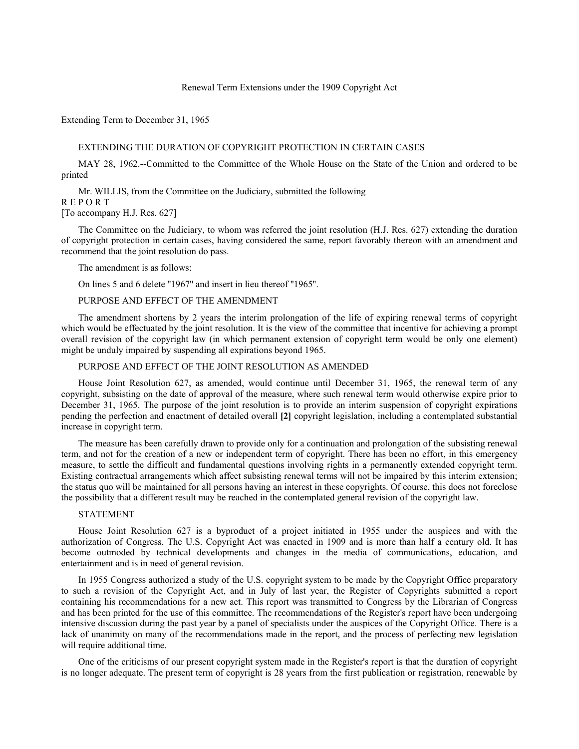# Renewal Term Extensions under the 1909 Copyright Act

## Extending Term to December 31, 1965

### EXTENDING THE DURATION OF COPYRIGHT PROTECTION IN CERTAIN CASES

MAY 28, 1962.--Committed to the Committee of the Whole House on the State of the Union and ordered to be printed

Mr. WILLIS, from the Committee on the Judiciary, submitted the following

R E P O R T

[To accompany H.J. Res. 627]

The Committee on the Judiciary, to whom was referred the joint resolution (H.J. Res. 627) extending the duration of copyright protection in certain cases, having considered the same, report favorably thereon with an amendment and recommend that the joint resolution do pass.

The amendment is as follows:

On lines 5 and 6 delete "1967" and insert in lieu thereof "1965".

### PURPOSE AND EFFECT OF THE AMENDMENT

The amendment shortens by 2 years the interim prolongation of the life of expiring renewal terms of copyright which would be effectuated by the joint resolution. It is the view of the committee that incentive for achieving a prompt overall revision of the copyright law (in which permanent extension of copyright term would be only one element) might be unduly impaired by suspending all expirations beyond 1965.

### PURPOSE AND EFFECT OF THE JOINT RESOLUTION AS AMENDED

House Joint Resolution 627, as amended, would continue until December 31, 1965, the renewal term of any copyright, subsisting on the date of approval of the measure, where such renewal term would otherwise expire prior to December 31, 1965. The purpose of the joint resolution is to provide an interim suspension of copyright expirations pending the perfection and enactment of detailed overall **[2]** copyright legislation, including a contemplated substantial increase in copyright term.

The measure has been carefully drawn to provide only for a continuation and prolongation of the subsisting renewal term, and not for the creation of a new or independent term of copyright. There has been no effort, in this emergency measure, to settle the difficult and fundamental questions involving rights in a permanently extended copyright term. Existing contractual arrangements which affect subsisting renewal terms will not be impaired by this interim extension; the status quo will be maintained for all persons having an interest in these copyrights. Of course, this does not foreclose the possibility that a different result may be reached in the contemplated general revision of the copyright law.

### STATEMENT

House Joint Resolution 627 is a byproduct of a project initiated in 1955 under the auspices and with the authorization of Congress. The U.S. Copyright Act was enacted in 1909 and is more than half a century old. It has become outmoded by technical developments and changes in the media of communications, education, and entertainment and is in need of general revision.

In 1955 Congress authorized a study of the U.S. copyright system to be made by the Copyright Office preparatory to such a revision of the Copyright Act, and in July of last year, the Register of Copyrights submitted a report containing his recommendations for a new act. This report was transmitted to Congress by the Librarian of Congress and has been printed for the use of this committee. The recommendations of the Register's report have been undergoing intensive discussion during the past year by a panel of specialists under the auspices of the Copyright Office. There is a lack of unanimity on many of the recommendations made in the report, and the process of perfecting new legislation will require additional time.

One of the criticisms of our present copyright system made in the Register's report is that the duration of copyright is no longer adequate. The present term of copyright is 28 years from the first publication or registration, renewable by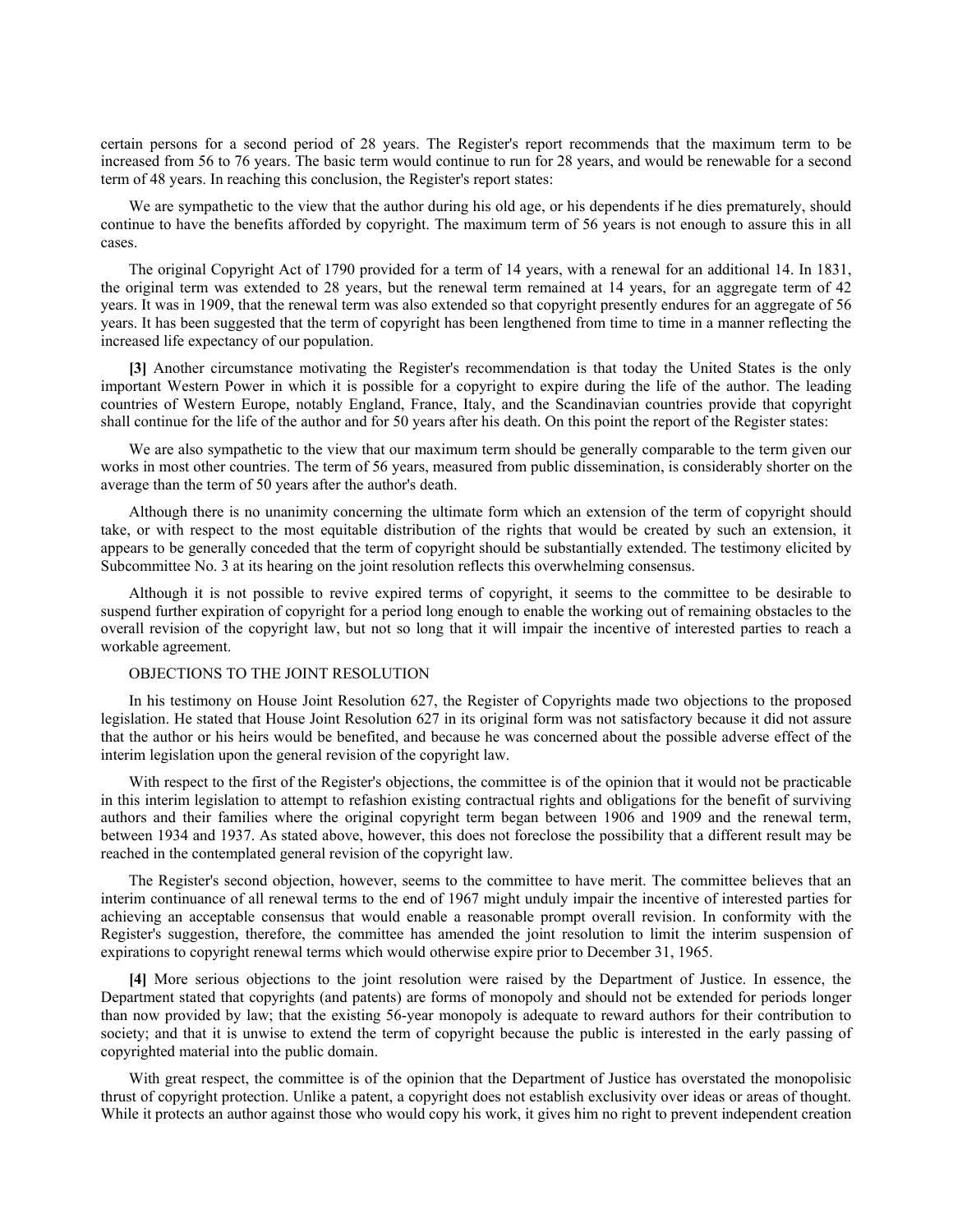certain persons for a second period of 28 years. The Register's report recommends that the maximum term to be increased from 56 to 76 years. The basic term would continue to run for 28 years, and would be renewable for a second term of 48 years. In reaching this conclusion, the Register's report states:

We are sympathetic to the view that the author during his old age, or his dependents if he dies prematurely, should continue to have the benefits afforded by copyright. The maximum term of 56 years is not enough to assure this in all cases.

The original Copyright Act of 1790 provided for a term of 14 years, with a renewal for an additional 14. In 1831, the original term was extended to 28 years, but the renewal term remained at 14 years, for an aggregate term of 42 years. It was in 1909, that the renewal term was also extended so that copyright presently endures for an aggregate of 56 years. It has been suggested that the term of copyright has been lengthened from time to time in a manner reflecting the increased life expectancy of our population.

**[3]** Another circumstance motivating the Register's recommendation is that today the United States is the only important Western Power in which it is possible for a copyright to expire during the life of the author. The leading countries of Western Europe, notably England, France, Italy, and the Scandinavian countries provide that copyright shall continue for the life of the author and for 50 years after his death. On this point the report of the Register states:

We are also sympathetic to the view that our maximum term should be generally comparable to the term given our works in most other countries. The term of 56 years, measured from public dissemination, is considerably shorter on the average than the term of 50 years after the author's death.

Although there is no unanimity concerning the ultimate form which an extension of the term of copyright should take, or with respect to the most equitable distribution of the rights that would be created by such an extension, it appears to be generally conceded that the term of copyright should be substantially extended. The testimony elicited by Subcommittee No. 3 at its hearing on the joint resolution reflects this overwhelming consensus.

Although it is not possible to revive expired terms of copyright, it seems to the committee to be desirable to suspend further expiration of copyright for a period long enough to enable the working out of remaining obstacles to the overall revision of the copyright law, but not so long that it will impair the incentive of interested parties to reach a workable agreement.

OBJECTIONS TO THE JOINT RESOLUTION

In his testimony on House Joint Resolution 627, the Register of Copyrights made two objections to the proposed legislation. He stated that House Joint Resolution 627 in its original form was not satisfactory because it did not assure that the author or his heirs would be benefited, and because he was concerned about the possible adverse effect of the interim legislation upon the general revision of the copyright law.

With respect to the first of the Register's objections, the committee is of the opinion that it would not be practicable in this interim legislation to attempt to refashion existing contractual rights and obligations for the benefit of surviving authors and their families where the original copyright term began between 1906 and 1909 and the renewal term, between 1934 and 1937. As stated above, however, this does not foreclose the possibility that a different result may be reached in the contemplated general revision of the copyright law.

The Register's second objection, however, seems to the committee to have merit. The committee believes that an interim continuance of all renewal terms to the end of 1967 might unduly impair the incentive of interested parties for achieving an acceptable consensus that would enable a reasonable prompt overall revision. In conformity with the Register's suggestion, therefore, the committee has amended the joint resolution to limit the interim suspension of expirations to copyright renewal terms which would otherwise expire prior to December 31, 1965.

**[4]** More serious objections to the joint resolution were raised by the Department of Justice. In essence, the Department stated that copyrights (and patents) are forms of monopoly and should not be extended for periods longer than now provided by law; that the existing 56-year monopoly is adequate to reward authors for their contribution to society; and that it is unwise to extend the term of copyright because the public is interested in the early passing of copyrighted material into the public domain.

With great respect, the committee is of the opinion that the Department of Justice has overstated the monopolisic thrust of copyright protection. Unlike a patent, a copyright does not establish exclusivity over ideas or areas of thought. While it protects an author against those who would copy his work, it gives him no right to prevent independent creation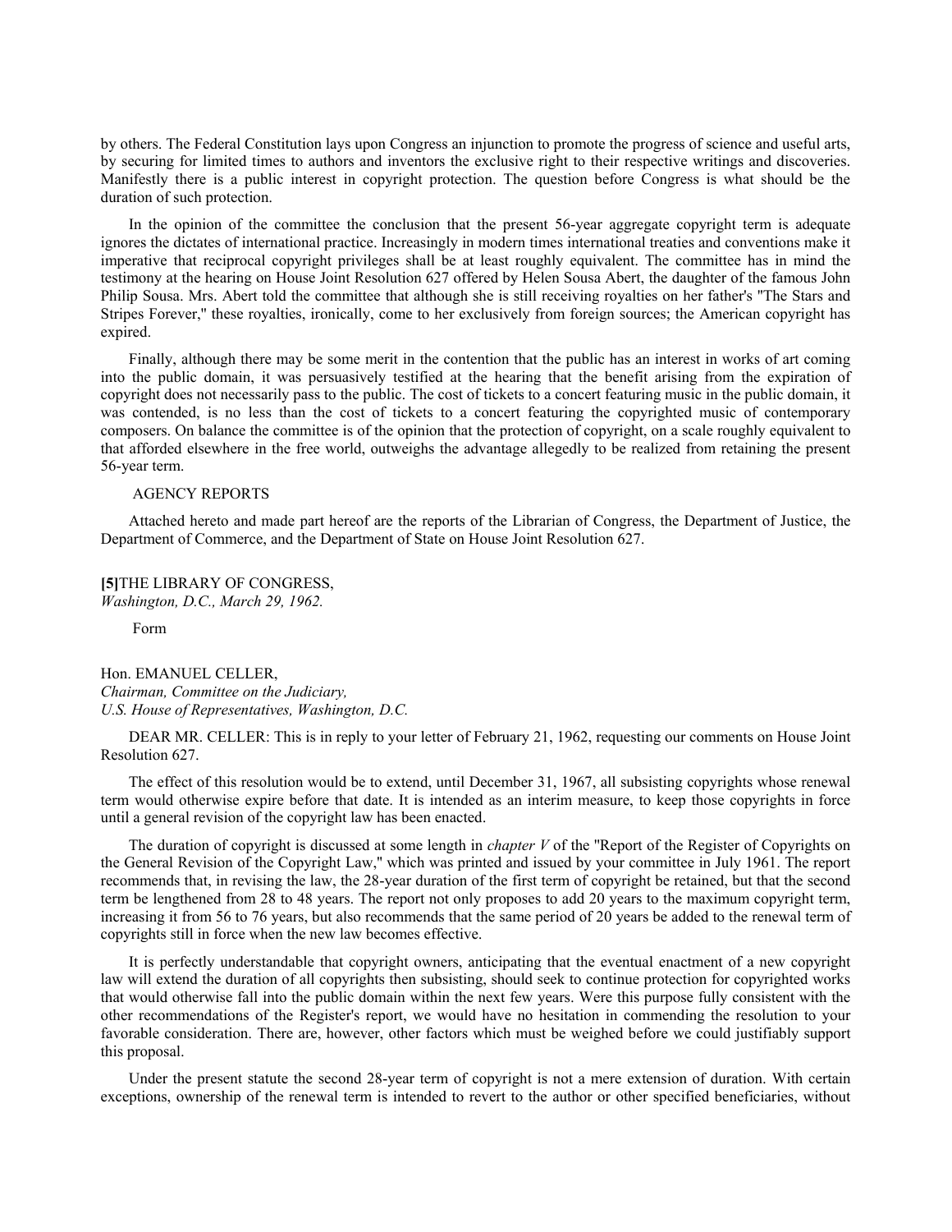by others. The Federal Constitution lays upon Congress an injunction to promote the progress of science and useful arts, by securing for limited times to authors and inventors the exclusive right to their respective writings and discoveries. Manifestly there is a public interest in copyright protection. The question before Congress is what should be the duration of such protection.

In the opinion of the committee the conclusion that the present 56-year aggregate copyright term is adequate ignores the dictates of international practice. Increasingly in modern times international treaties and conventions make it imperative that reciprocal copyright privileges shall be at least roughly equivalent. The committee has in mind the testimony at the hearing on House Joint Resolution 627 offered by Helen Sousa Abert, the daughter of the famous John Philip Sousa. Mrs. Abert told the committee that although she is still receiving royalties on her father's "The Stars and Stripes Forever," these royalties, ironically, come to her exclusively from foreign sources; the American copyright has expired.

Finally, although there may be some merit in the contention that the public has an interest in works of art coming into the public domain, it was persuasively testified at the hearing that the benefit arising from the expiration of copyright does not necessarily pass to the public. The cost of tickets to a concert featuring music in the public domain, it was contended, is no less than the cost of tickets to a concert featuring the copyrighted music of contemporary composers. On balance the committee is of the opinion that the protection of copyright, on a scale roughly equivalent to that afforded elsewhere in the free world, outweighs the advantage allegedly to be realized from retaining the present 56-year term.

AGENCY REPORTS

Attached hereto and made part hereof are the reports of the Librarian of Congress, the Department of Justice, the Department of Commerce, and the Department of State on House Joint Resolution 627.

**[5]**THE LIBRARY OF CONGRESS,
*Washington, D.C., March 29, 1962.*

Form

Hon. EMANUEL CELLER,
*Chairman, Committee on the Judiciary,*
*U.S. House of Representatives, Washington, D.C.*

DEAR MR. CELLER: This is in reply to your letter of February 21, 1962, requesting our comments on House Joint Resolution 627.

The effect of this resolution would be to extend, until December 31, 1967, all subsisting copyrights whose renewal term would otherwise expire before that date. It is intended as an interim measure, to keep those copyrights in force until a general revision of the copyright law has been enacted.

The duration of copyright is discussed at some length in *chapter V* of the "Report of the Register of Copyrights on the General Revision of the Copyright Law," which was printed and issued by your committee in July 1961. The report recommends that, in revising the law, the 28-year duration of the first term of copyright be retained, but that the second term be lengthened from 28 to 48 years. The report not only proposes to add 20 years to the maximum copyright term, increasing it from 56 to 76 years, but also recommends that the same period of 20 years be added to the renewal term of copyrights still in force when the new law becomes effective.

It is perfectly understandable that copyright owners, anticipating that the eventual enactment of a new copyright law will extend the duration of all copyrights then subsisting, should seek to continue protection for copyrighted works that would otherwise fall into the public domain within the next few years. Were this purpose fully consistent with the other recommendations of the Register's report, we would have no hesitation in commending the resolution to your favorable consideration. There are, however, other factors which must be weighed before we could justifiably support this proposal.

Under the present statute the second 28-year term of copyright is not a mere extension of duration. With certain exceptions, ownership of the renewal term is intended to revert to the author or other specified beneficiaries, without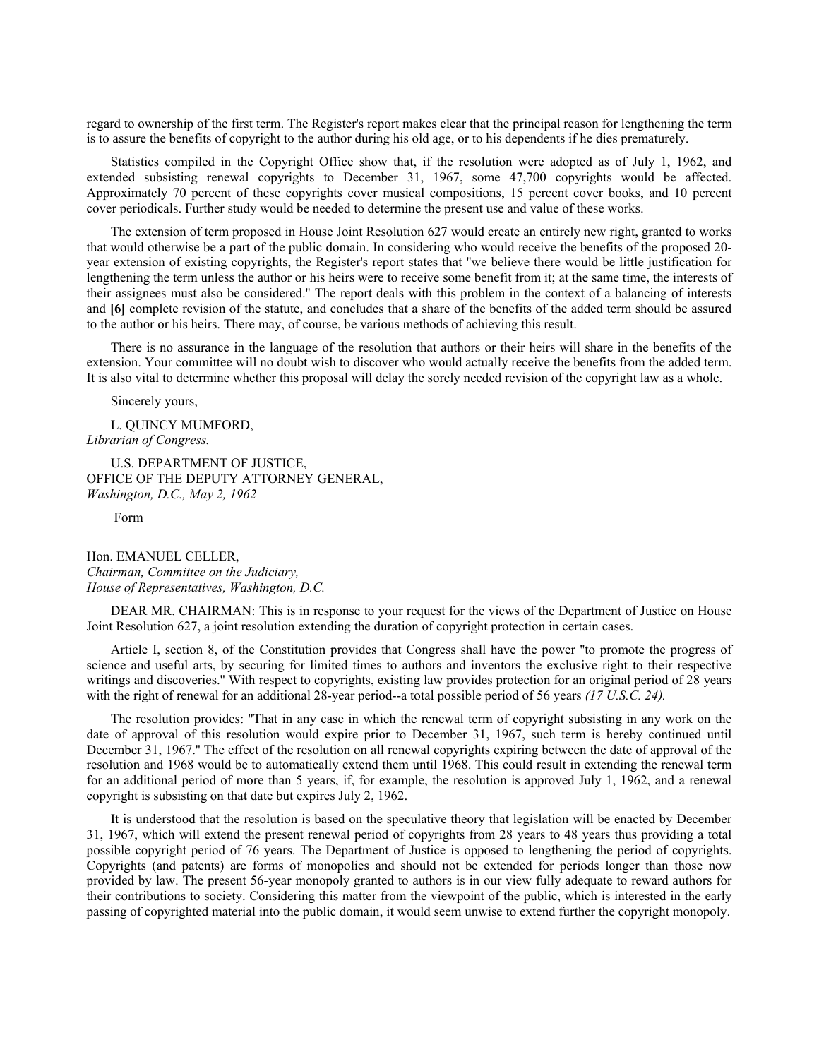regard to ownership of the first term. The Register's report makes clear that the principal reason for lengthening the term is to assure the benefits of copyright to the author during his old age, or to his dependents if he dies prematurely.

Statistics compiled in the Copyright Office show that, if the resolution were adopted as of July 1, 1962, and extended subsisting renewal copyrights to December 31, 1967, some 47,700 copyrights would be affected. Approximately 70 percent of these copyrights cover musical compositions, 15 percent cover books, and 10 percent cover periodicals. Further study would be needed to determine the present use and value of these works.

The extension of term proposed in House Joint Resolution 627 would create an entirely new right, granted to works that would otherwise be a part of the public domain. In considering who would receive the benefits of the proposed 20-year extension of existing copyrights, the Register's report states that "we believe there would be little justification for lengthening the term unless the author or his heirs were to receive some benefit from it; at the same time, the interests of their assignees must also be considered." The report deals with this problem in the context of a balancing of interests and **[6]** complete revision of the statute, and concludes that a share of the benefits of the added term should be assured to the author or his heirs. There may, of course, be various methods of achieving this result.

There is no assurance in the language of the resolution that authors or their heirs will share in the benefits of the extension. Your committee will no doubt wish to discover who would actually receive the benefits from the added term. It is also vital to determine whether this proposal will delay the sorely needed revision of the copyright law as a whole.

Sincerely yours,

L. QUINCY MUMFORD,
*Librarian of Congress.*

U.S. DEPARTMENT OF JUSTICE,
OFFICE OF THE DEPUTY ATTORNEY GENERAL,
*Washington, D.C., May 2, 1962*

Form

Hon. EMANUEL CELLER,
*Chairman, Committee on the Judiciary,*
*House of Representatives, Washington, D.C.*

DEAR MR. CHAIRMAN: This is in response to your request for the views of the Department of Justice on House Joint Resolution 627, a joint resolution extending the duration of copyright protection in certain cases.

Article I, section 8, of the Constitution provides that Congress shall have the power "to promote the progress of science and useful arts, by securing for limited times to authors and inventors the exclusive right to their respective writings and discoveries." With respect to copyrights, existing law provides protection for an original period of 28 years with the right of renewal for an additional 28-year period--a total possible period of 56 years *(17 U.S.C. 24).*

The resolution provides: "That in any case in which the renewal term of copyright subsisting in any work on the date of approval of this resolution would expire prior to December 31, 1967, such term is hereby continued until December 31, 1967." The effect of the resolution on all renewal copyrights expiring between the date of approval of the resolution and 1968 would be to automatically extend them until 1968. This could result in extending the renewal term for an additional period of more than 5 years, if, for example, the resolution is approved July 1, 1962, and a renewal copyright is subsisting on that date but expires July 2, 1962.

It is understood that the resolution is based on the speculative theory that legislation will be enacted by December 31, 1967, which will extend the present renewal period of copyrights from 28 years to 48 years thus providing a total possible copyright period of 76 years. The Department of Justice is opposed to lengthening the period of copyrights. Copyrights (and patents) are forms of monopolies and should not be extended for periods longer than those now provided by law. The present 56-year monopoly granted to authors is in our view fully adequate to reward authors for their contributions to society. Considering this matter from the viewpoint of the public, which is interested in the early passing of copyrighted material into the public domain, it would seem unwise to extend further the copyright monopoly.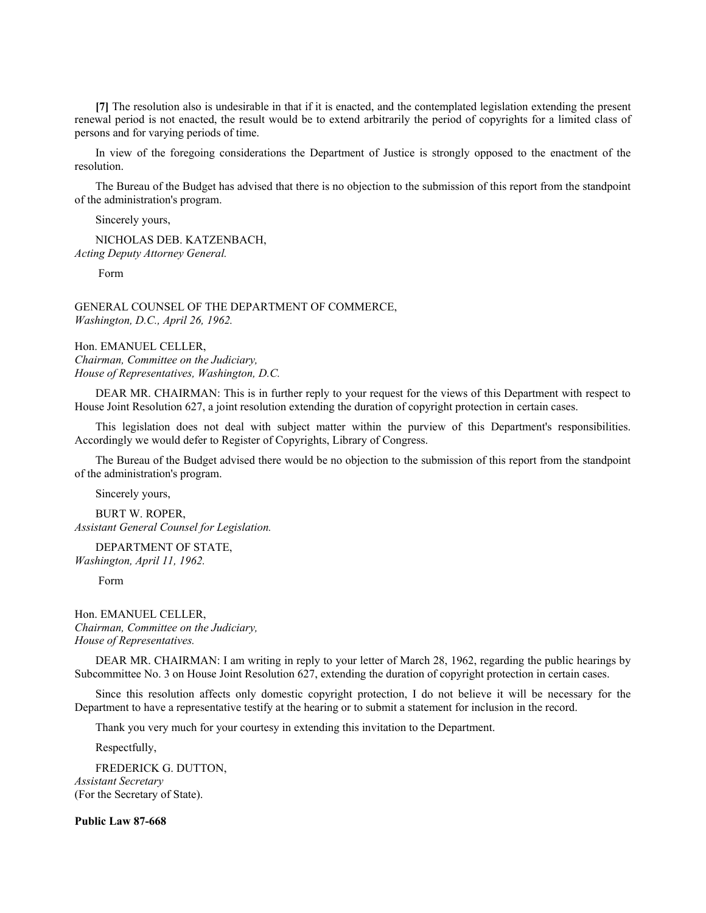**[7]** The resolution also is undesirable in that if it is enacted, and the contemplated legislation extending the present renewal period is not enacted, the result would be to extend arbitrarily the period of copyrights for a limited class of persons and for varying periods of time.

In view of the foregoing considerations the Department of Justice is strongly opposed to the enactment of the resolution.

The Bureau of the Budget has advised that there is no objection to the submission of this report from the standpoint of the administration's program.

Sincerely yours,

NICHOLAS DEB. KATZENBACH,
*Acting Deputy Attorney General.*

Form

GENERAL COUNSEL OF THE DEPARTMENT OF COMMERCE,
*Washington, D.C., April 26, 1962.*

Hon. EMANUEL CELLER,
*Chairman, Committee on the Judiciary,*
*House of Representatives, Washington, D.C.*

DEAR MR. CHAIRMAN: This is in further reply to your request for the views of this Department with respect to House Joint Resolution 627, a joint resolution extending the duration of copyright protection in certain cases.

This legislation does not deal with subject matter within the purview of this Department's responsibilities. Accordingly we would defer to Register of Copyrights, Library of Congress.

The Bureau of the Budget advised there would be no objection to the submission of this report from the standpoint of the administration's program.

Sincerely yours,

BURT W. ROPER,
*Assistant General Counsel for Legislation.*

DEPARTMENT OF STATE,
*Washington, April 11, 1962.*

Form

Hon. EMANUEL CELLER,
*Chairman, Committee on the Judiciary,*
*House of Representatives.*

DEAR MR. CHAIRMAN: I am writing in reply to your letter of March 28, 1962, regarding the public hearings by Subcommittee No. 3 on House Joint Resolution 627, extending the duration of copyright protection in certain cases.

Since this resolution affects only domestic copyright protection, I do not believe it will be necessary for the Department to have a representative testify at the hearing or to submit a statement for inclusion in the record.

Thank you very much for your courtesy in extending this invitation to the Department.

Respectfully,

FREDERICK G. DUTTON,
*Assistant Secretary*
(For the Secretary of State).

**Public Law 87-668**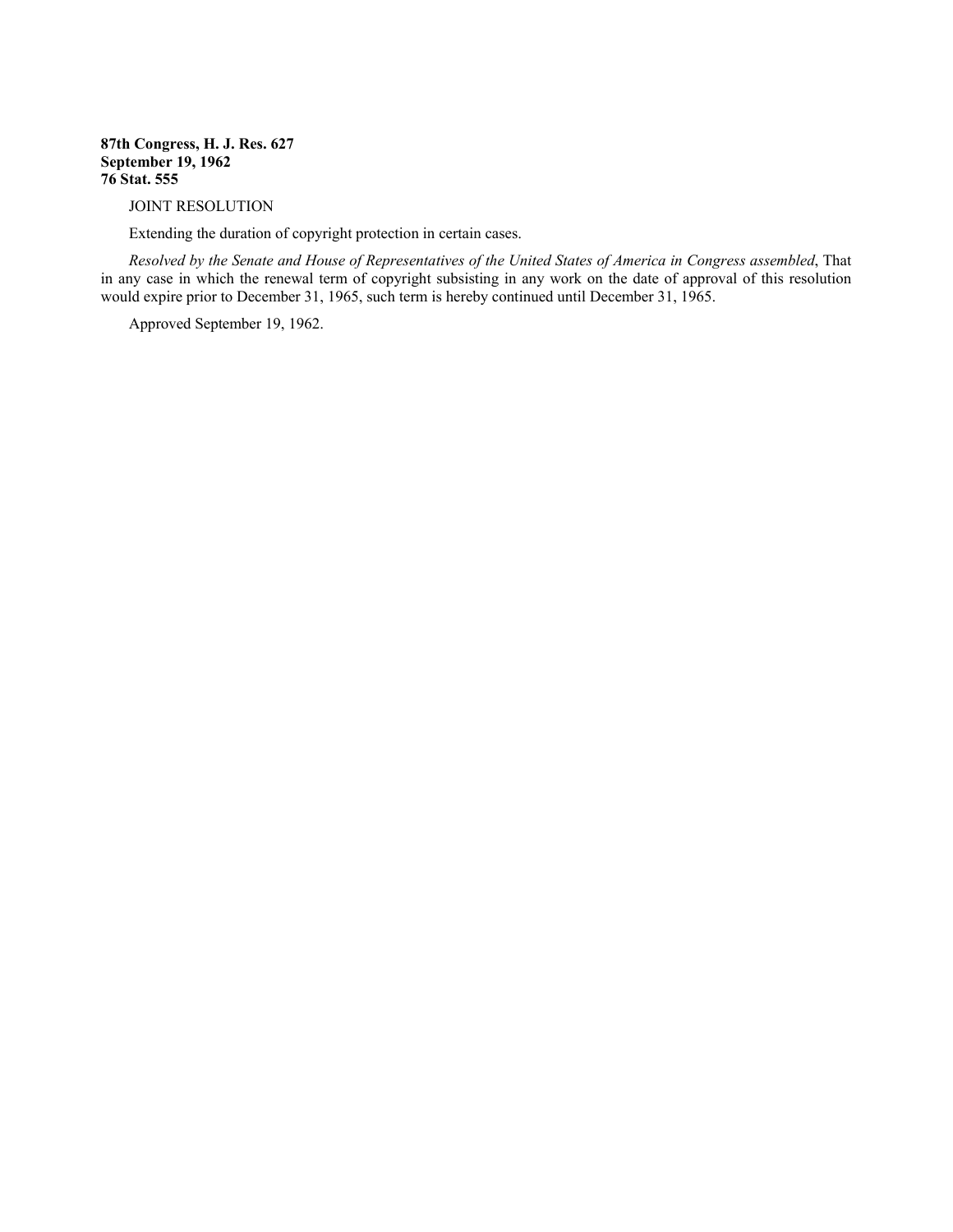**87th Congress, H. J. Res. 627**
**September 19, 1962**
**76 Stat. 555**

JOINT RESOLUTION

Extending the duration of copyright protection in certain cases.

*Resolved by the Senate and House of Representatives of the United States of America in Congress assembled*, That in any case in which the renewal term of copyright subsisting in any work on the date of approval of this resolution would expire prior to December 31, 1965, such term is hereby continued until December 31, 1965.

Approved September 19, 1962.